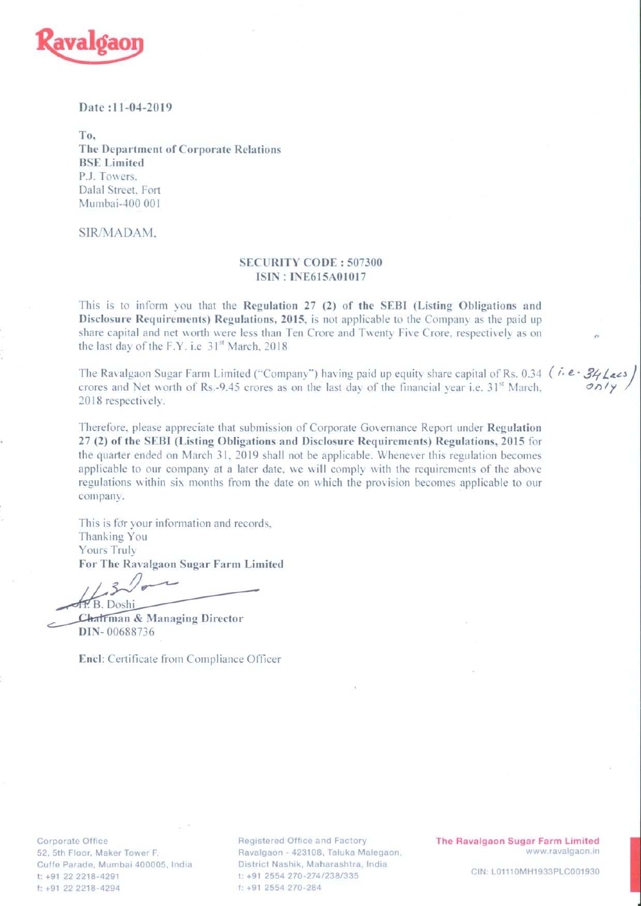Ravalgaon

**Date :11-04-2019**

**To,**
**The Department of Corporate Relations**
**BSE Limited**
P.J. Towers,
Dalal Street, Fort
Mumbai-400 001

SIR/MADAM,

**SECURITY CODE : 507300**
**ISIN : INE615A01017**

This is to inform you that the **Regulation 27 (2) of the SEBI (Listing Obligations and Disclosure Requirements) Regulations, 2015**, is not applicable to the Company as the paid up share capital and net worth were less than Ten Crore and Twenty Five Crore, respectively as on the last day of the F.Y. i.e 31st March, 2018

The Ravalgaon Sugar Farm Limited ("Company") having paid up equity share capital of Rs. 0.34 crores and Net worth of Rs.-9.45 crores as on the last day of the financial year i.e. 31st March, 2018 respectively. (i.e. 34 Lacs only)

Therefore, please appreciate that submission of Corporate Governance Report under **Regulation 27 (2) of the SEBI (Listing Obligations and Disclosure Requirements) Regulations, 2015** for the quarter ended on March 31, 2019 shall not be applicable. Whenever this regulation becomes applicable to our company at a later date, we will comply with the requirements of the above regulations within six months from the date on which the provision becomes applicable to our company.

This is for your information and records,
Thanking You
Yours Truly
**For The Ravalgaon Sugar Farm Limited**

H. B. Doshi
**Chairman & Managing Director**
**DIN-** 00688736

**Encl**: Certificate from Compliance Officer

Corporate Office
52, 5th Floor, Maker Tower F,
Cuffe Parade, Mumbai 400005, India
t: +91 22 2218-4291
f: +91 22 2218-4294

Registered Office and Factory
Ravalgaon - 423108, Taluka Malegaon,
District Nashik, Maharashtra, India
t: +91 2554 270-274/238/335
f: +91 2554 270-284

**The Ravalgaon Sugar Farm Limited**
www.ravalgaon.in
CIN: L01110MH1933PLC001930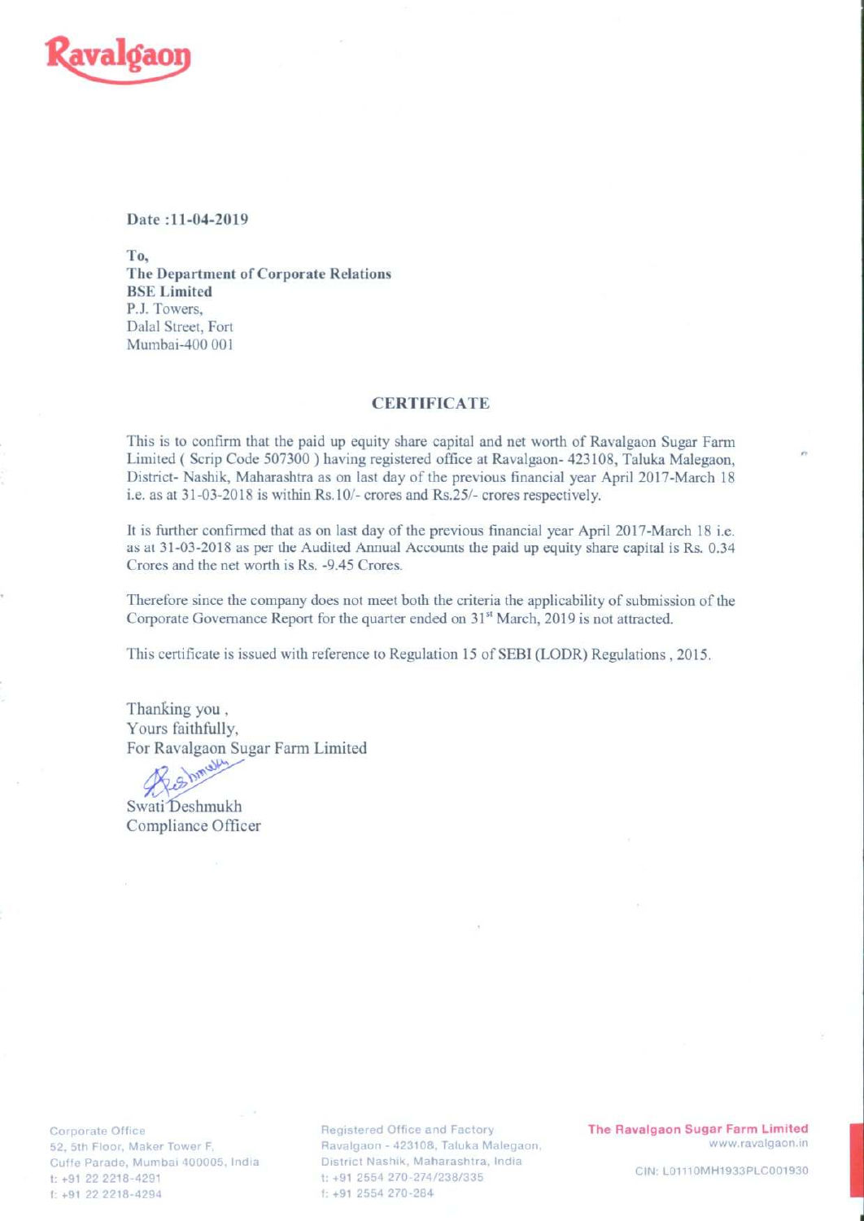Ravalgaon

Date :11-04-2019

To,
**The Department of Corporate Relations**
**BSE Limited**
P.J. Towers,
Dalal Street, Fort
Mumbai-400 001

## CERTIFICATE

This is to confirm that the paid up equity share capital and net worth of Ravalgaon Sugar Farm Limited ( Scrip Code 507300 ) having registered office at Ravalgaon- 423108, Taluka Malegaon, District- Nashik, Maharashtra as on last day of the previous financial year April 2017-March 18 i.e. as at 31-03-2018 is within Rs.10/- crores and Rs.25/- crores respectively.

It is further confirmed that as on last day of the previous financial year April 2017-March 18 i.e. as at 31-03-2018 as per the Audited Annual Accounts the paid up equity share capital is Rs. 0.34 Crores and the net worth is Rs. -9.45 Crores.

Therefore since the company does not meet both the criteria the applicability of submission of the Corporate Governance Report for the quarter ended on 31st March, 2019 is not attracted.

This certificate is issued with reference to Regulation 15 of SEBI (LODR) Regulations , 2015.

Thanking you ,
Yours faithfully,
For Ravalgaon Sugar Farm Limited

Swati Deshmukh
Compliance Officer

Corporate Office
52, 5th Floor, Maker Tower F,
Cuffe Parade, Mumbai 400005, India
t: +91 22 2218-4291
f: +91 22 2218-4294

Registered Office and Factory
Ravalgaon - 423108, Taluka Malegaon,
District Nashik, Maharashtra, India
t: +91 2554 270-274/238/335
f: +91 2554 270-284

**The Ravalgaon Sugar Farm Limited**
www.ravalgaon.in
CIN: L01110MH1933PLC001930